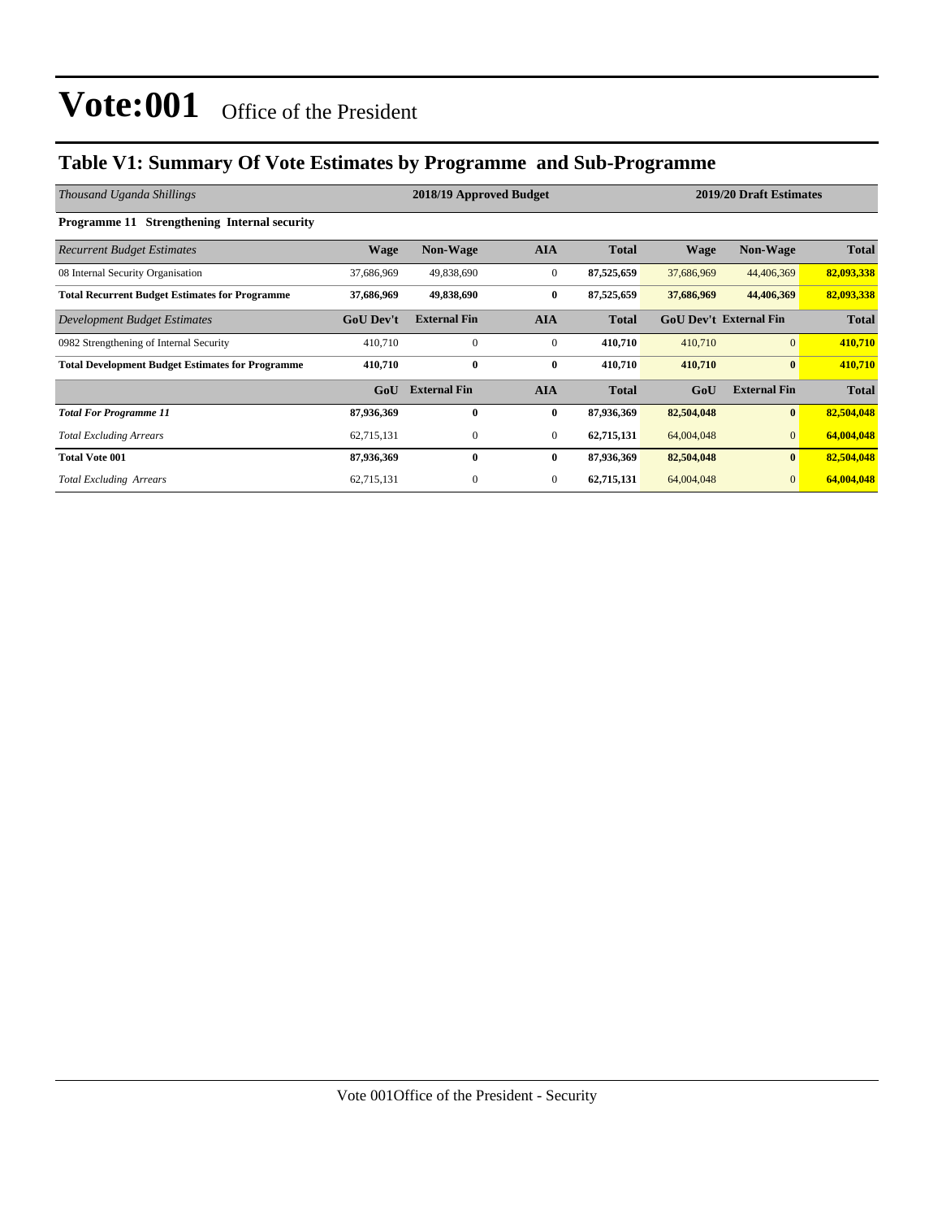# Vote:001 Office of the President

## Table V1: Summary Of Vote Estimates by Programme and Sub-Programme

| *Thousand Uganda Shillings* | 2018/19 Approved Budget | | | | 2019/20 Draft Estimates | | |
|---|---|---|---|---|---|---|---|
| **Programme 11 Strengthening Internal security** | | | | | | | |
| *Recurrent Budget Estimates* | **Wage** | **Non-Wage** | **AIA** | **Total** | **Wage** | **Non-Wage** | **Total** |
| 08 Internal Security Organisation | 37,686,969 | 49,838,690 | 0 | **87,525,659** | 37,686,969 | 44,406,369 | **82,093,338** |
| **Total Recurrent Budget Estimates for Programme** | **37,686,969** | **49,838,690** | **0** | **87,525,659** | **37,686,969** | **44,406,369** | **82,093,338** |
| *Development Budget Estimates* | **GoU Dev't** | **External Fin** | **AIA** | **Total** | **GoU Dev't** | **External Fin** | **Total** |
| 0982 Strengthening of Internal Security | 410,710 | 0 | 0 | **410,710** | 410,710 | 0 | **410,710** |
| **Total Development Budget Estimates for Programme** | **410,710** | **0** | **0** | **410,710** | **410,710** | **0** | **410,710** |
| | **GoU** | **External Fin** | **AIA** | **Total** | **GoU** | **External Fin** | **Total** |
| ***Total For Programme 11*** | **87,936,369** | **0** | **0** | **87,936,369** | **82,504,048** | **0** | **82,504,048** |
| *Total Excluding Arrears* | 62,715,131 | 0 | 0 | **62,715,131** | 64,004,048 | 0 | **64,004,048** |
| **Total Vote 001** | **87,936,369** | **0** | **0** | **87,936,369** | **82,504,048** | **0** | **82,504,048** |
| *Total Excluding Arrears* | 62,715,131 | 0 | 0 | **62,715,131** | 64,004,048 | 0 | **64,004,048** |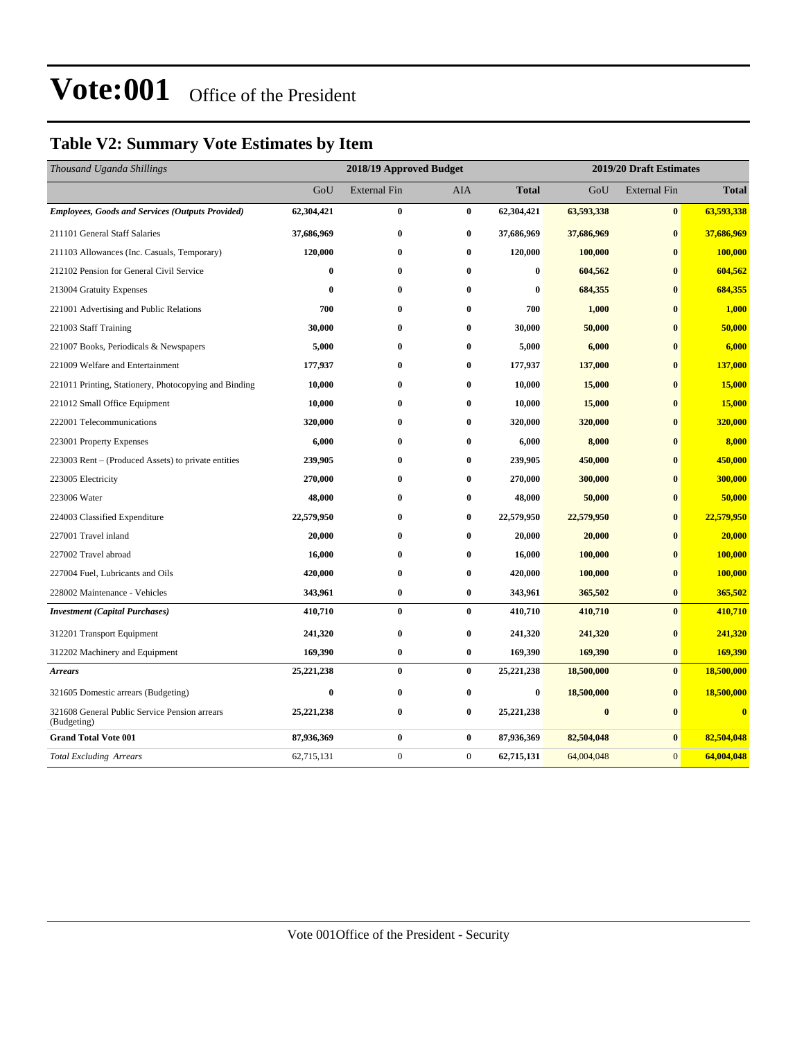# Vote:001 Office of the President

## Table V2: Summary Vote Estimates by Item

| *Thousand Uganda Shillings* | 2018/19 Approved Budget | | | | 2019/20 Draft Estimates | | |
|---|---|---|---|---|---|---|---|
| | GoU | External Fin | AIA | **Total** | GoU | External Fin | **Total** |
| ***Employees, Goods and Services (Outputs Provided)*** | **62,304,421** | **0** | **0** | **62,304,421** | **63,593,338** | **0** | **63,593,338** |
| 211101 General Staff Salaries | **37,686,969** | **0** | **0** | **37,686,969** | **37,686,969** | **0** | **37,686,969** |
| 211103 Allowances (Inc. Casuals, Temporary) | **120,000** | **0** | **0** | **120,000** | **100,000** | **0** | **100,000** |
| 212102 Pension for General Civil Service | **0** | **0** | **0** | **0** | **604,562** | **0** | **604,562** |
| 213004 Gratuity Expenses | **0** | **0** | **0** | **0** | **684,355** | **0** | **684,355** |
| 221001 Advertising and Public Relations | **700** | **0** | **0** | **700** | **1,000** | **0** | **1,000** |
| 221003 Staff Training | **30,000** | **0** | **0** | **30,000** | **50,000** | **0** | **50,000** |
| 221007 Books, Periodicals & Newspapers | **5,000** | **0** | **0** | **5,000** | **6,000** | **0** | **6,000** |
| 221009 Welfare and Entertainment | **177,937** | **0** | **0** | **177,937** | **137,000** | **0** | **137,000** |
| 221011 Printing, Stationery, Photocopying and Binding | **10,000** | **0** | **0** | **10,000** | **15,000** | **0** | **15,000** |
| 221012 Small Office Equipment | **10,000** | **0** | **0** | **10,000** | **15,000** | **0** | **15,000** |
| 222001 Telecommunications | **320,000** | **0** | **0** | **320,000** | **320,000** | **0** | **320,000** |
| 223001 Property Expenses | **6,000** | **0** | **0** | **6,000** | **8,000** | **0** | **8,000** |
| 223003 Rent – (Produced Assets) to private entities | **239,905** | **0** | **0** | **239,905** | **450,000** | **0** | **450,000** |
| 223005 Electricity | **270,000** | **0** | **0** | **270,000** | **300,000** | **0** | **300,000** |
| 223006 Water | **48,000** | **0** | **0** | **48,000** | **50,000** | **0** | **50,000** |
| 224003 Classified Expenditure | **22,579,950** | **0** | **0** | **22,579,950** | **22,579,950** | **0** | **22,579,950** |
| 227001 Travel inland | **20,000** | **0** | **0** | **20,000** | **20,000** | **0** | **20,000** |
| 227002 Travel abroad | **16,000** | **0** | **0** | **16,000** | **100,000** | **0** | **100,000** |
| 227004 Fuel, Lubricants and Oils | **420,000** | **0** | **0** | **420,000** | **100,000** | **0** | **100,000** |
| 228002 Maintenance - Vehicles | **343,961** | **0** | **0** | **343,961** | **365,502** | **0** | **365,502** |
| ***Investment (Capital Purchases)*** | **410,710** | **0** | **0** | **410,710** | **410,710** | **0** | **410,710** |
| 312201 Transport Equipment | **241,320** | **0** | **0** | **241,320** | **241,320** | **0** | **241,320** |
| 312202 Machinery and Equipment | **169,390** | **0** | **0** | **169,390** | **169,390** | **0** | **169,390** |
| ***Arrears*** | **25,221,238** | **0** | **0** | **25,221,238** | **18,500,000** | **0** | **18,500,000** |
| 321605 Domestic arrears (Budgeting) | **0** | **0** | **0** | **0** | **18,500,000** | **0** | **18,500,000** |
| 321608 General Public Service Pension arrears (Budgeting) | **25,221,238** | **0** | **0** | **25,221,238** | **0** | **0** | **0** |
| **Grand Total Vote 001** | **87,936,369** | **0** | **0** | **87,936,369** | **82,504,048** | **0** | **82,504,048** |
| *Total Excluding Arrears* | 62,715,131 | 0 | 0 | **62,715,131** | 64,004,048 | 0 | **64,004,048** |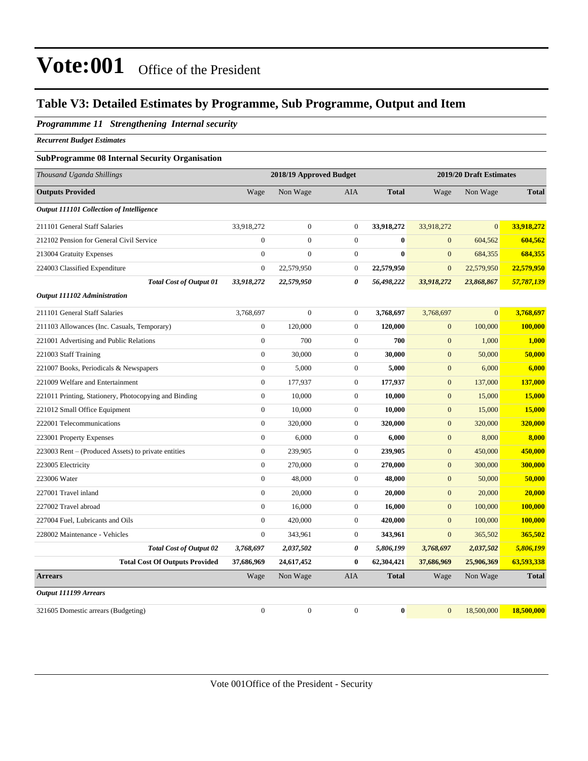# Vote:001 Office of the President

## Table V3: Detailed Estimates by Programme, Sub Programme, Output and Item

### *Programmme 11 Strengthening Internal security*

***Recurrent Budget Estimates***

**SubProgramme 08 Internal Security Organisation**

| *Thousand Uganda Shillings* | 2018/19 Approved Budget | | | | 2019/20 Draft Estimates | | |
|---|---|---|---|---|---|---|---|
| **Outputs Provided** | Wage | Non Wage | AIA | **Total** | Wage | Non Wage | **Total** |
| ***Output 111101 Collection of Intelligence*** | | | | | | | |
| 211101 General Staff Salaries | 33,918,272 | 0 | 0 | **33,918,272** | 33,918,272 | 0 | **33,918,272** |
| 212102 Pension for General Civil Service | 0 | 0 | 0 | **0** | 0 | 604,562 | **604,562** |
| 213004 Gratuity Expenses | 0 | 0 | 0 | **0** | 0 | 684,355 | **684,355** |
| 224003 Classified Expenditure | 0 | 22,579,950 | 0 | **22,579,950** | 0 | 22,579,950 | **22,579,950** |
| ***Total Cost of Output 01*** | ***33,918,272*** | ***22,579,950*** | ***0*** | ***56,498,222*** | ***33,918,272*** | ***23,868,867*** | ***57,787,139*** |
| ***Output 111102 Administration*** | | | | | | | |
| 211101 General Staff Salaries | 3,768,697 | 0 | 0 | **3,768,697** | 3,768,697 | 0 | **3,768,697** |
| 211103 Allowances (Inc. Casuals, Temporary) | 0 | 120,000 | 0 | **120,000** | 0 | 100,000 | **100,000** |
| 221001 Advertising and Public Relations | 0 | 700 | 0 | **700** | 0 | 1,000 | **1,000** |
| 221003 Staff Training | 0 | 30,000 | 0 | **30,000** | 0 | 50,000 | **50,000** |
| 221007 Books, Periodicals & Newspapers | 0 | 5,000 | 0 | **5,000** | 0 | 6,000 | **6,000** |
| 221009 Welfare and Entertainment | 0 | 177,937 | 0 | **177,937** | 0 | 137,000 | **137,000** |
| 221011 Printing, Stationery, Photocopying and Binding | 0 | 10,000 | 0 | **10,000** | 0 | 15,000 | **15,000** |
| 221012 Small Office Equipment | 0 | 10,000 | 0 | **10,000** | 0 | 15,000 | **15,000** |
| 222001 Telecommunications | 0 | 320,000 | 0 | **320,000** | 0 | 320,000 | **320,000** |
| 223001 Property Expenses | 0 | 6,000 | 0 | **6,000** | 0 | 8,000 | **8,000** |
| 223003 Rent – (Produced Assets) to private entities | 0 | 239,905 | 0 | **239,905** | 0 | 450,000 | **450,000** |
| 223005 Electricity | 0 | 270,000 | 0 | **270,000** | 0 | 300,000 | **300,000** |
| 223006 Water | 0 | 48,000 | 0 | **48,000** | 0 | 50,000 | **50,000** |
| 227001 Travel inland | 0 | 20,000 | 0 | **20,000** | 0 | 20,000 | **20,000** |
| 227002 Travel abroad | 0 | 16,000 | 0 | **16,000** | 0 | 100,000 | **100,000** |
| 227004 Fuel, Lubricants and Oils | 0 | 420,000 | 0 | **420,000** | 0 | 100,000 | **100,000** |
| 228002 Maintenance - Vehicles | 0 | 343,961 | 0 | **343,961** | 0 | 365,502 | **365,502** |
| ***Total Cost of Output 02*** | ***3,768,697*** | ***2,037,502*** | ***0*** | ***5,806,199*** | ***3,768,697*** | ***2,037,502*** | ***5,806,199*** |
| **Total Cost Of Outputs Provided** | **37,686,969** | **24,617,452** | **0** | **62,304,421** | **37,686,969** | **25,906,369** | **63,593,338** |
| **Arrears** | Wage | Non Wage | AIA | **Total** | Wage | Non Wage | **Total** |
| ***Output 111199 Arrears*** | | | | | | | |
| 321605 Domestic arrears (Budgeting) | 0 | 0 | 0 | **0** | 0 | 18,500,000 | **18,500,000** |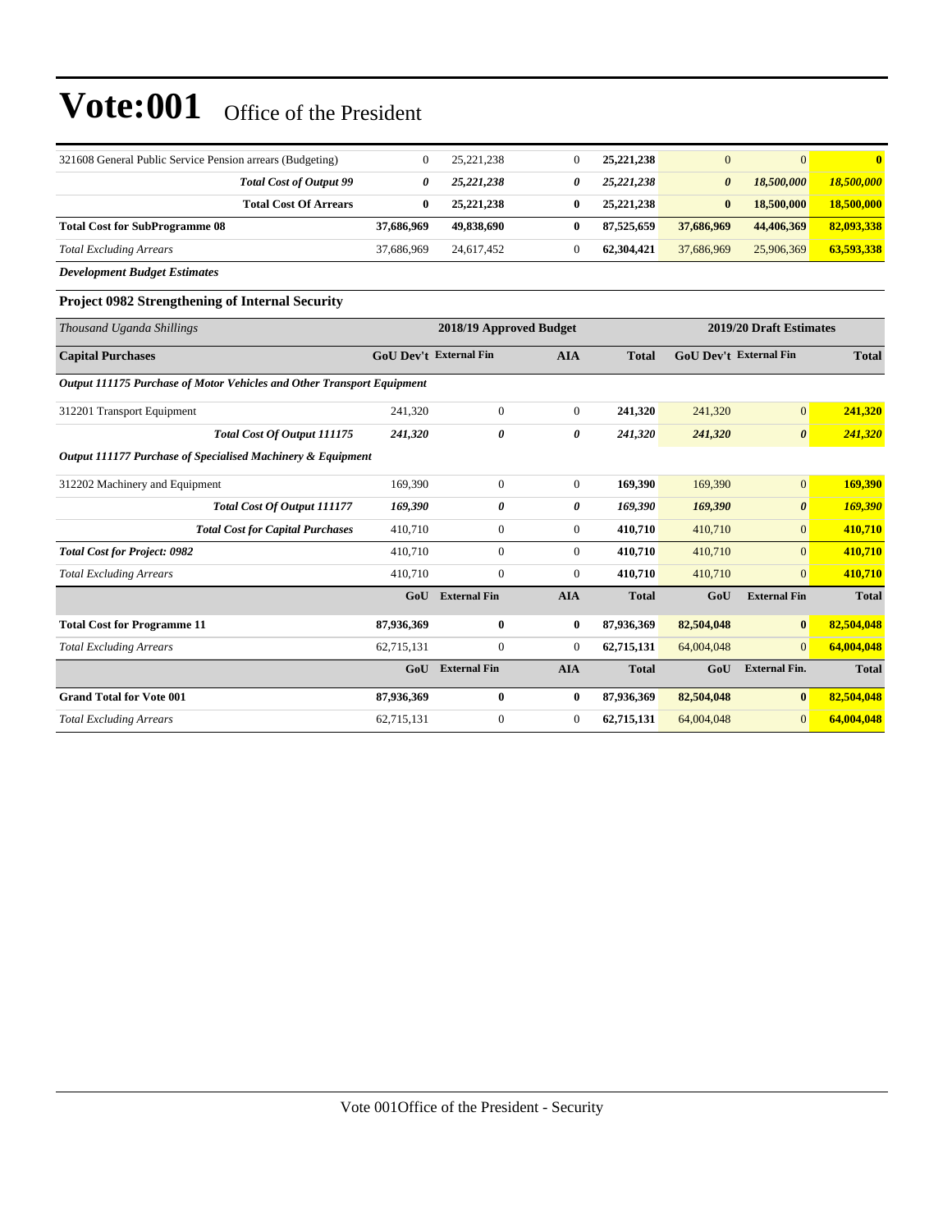# Vote:001 Office of the President

| | | | | | | | |
|---|---|---|---|---|---|---|---|
| 321608 General Public Service Pension arrears (Budgeting) | 0 | 25,221,238 | 0 | **25,221,238** | 0 | 0 | **0** |
| ***Total Cost of Output 99*** | ***0*** | ***25,221,238*** | ***0*** | ***25,221,238*** | ***0*** | ***18,500,000*** | ***18,500,000*** |
| **Total Cost Of Arrears** | **0** | **25,221,238** | **0** | **25,221,238** | **0** | **18,500,000** | **18,500,000** |
| **Total Cost for SubProgramme 08** | **37,686,969** | **49,838,690** | **0** | **87,525,659** | **37,686,969** | **44,406,369** | **82,093,338** |
| *Total Excluding Arrears* | 37,686,969 | 24,617,452 | 0 | **62,304,421** | 37,686,969 | 25,906,369 | **63,593,338** |

***Development Budget Estimates***

### Project 0982 Strengthening of Internal Security

| *Thousand Uganda Shillings* | 2018/19 Approved Budget | | | | 2019/20 Draft Estimates | | |
|---|---|---|---|---|---|---|---|
| **Capital Purchases** | **GoU Dev't** | **External Fin** | **AIA** | **Total** | **GoU Dev't** | **External Fin** | **Total** |
| ***Output 111175 Purchase of Motor Vehicles and Other Transport Equipment*** | | | | | | | |
| 312201 Transport Equipment | 241,320 | 0 | 0 | **241,320** | 241,320 | 0 | **241,320** |
| ***Total Cost Of Output 111175*** | ***241,320*** | ***0*** | ***0*** | ***241,320*** | ***241,320*** | ***0*** | ***241,320*** |
| ***Output 111177 Purchase of Specialised Machinery & Equipment*** | | | | | | | |
| 312202 Machinery and Equipment | 169,390 | 0 | 0 | **169,390** | 169,390 | 0 | **169,390** |
| ***Total Cost Of Output 111177*** | ***169,390*** | ***0*** | ***0*** | ***169,390*** | ***169,390*** | ***0*** | ***169,390*** |
| ***Total Cost for Capital Purchases*** | 410,710 | 0 | 0 | **410,710** | 410,710 | 0 | **410,710** |
| ***Total Cost for Project: 0982*** | 410,710 | 0 | 0 | **410,710** | 410,710 | 0 | **410,710** |
| *Total Excluding Arrears* | 410,710 | 0 | 0 | **410,710** | 410,710 | 0 | **410,710** |
| | **GoU** | **External Fin** | **AIA** | **Total** | **GoU** | **External Fin** | **Total** |
| **Total Cost for Programme 11** | **87,936,369** | **0** | **0** | **87,936,369** | **82,504,048** | **0** | **82,504,048** |
| *Total Excluding Arrears* | 62,715,131 | 0 | 0 | **62,715,131** | 64,004,048 | 0 | **64,004,048** |
| | **GoU** | **External Fin** | **AIA** | **Total** | **GoU** | **External Fin.** | **Total** |
| **Grand Total for Vote 001** | **87,936,369** | **0** | **0** | **87,936,369** | **82,504,048** | **0** | **82,504,048** |
| *Total Excluding Arrears* | 62,715,131 | 0 | 0 | **62,715,131** | 64,004,048 | 0 | **64,004,048** |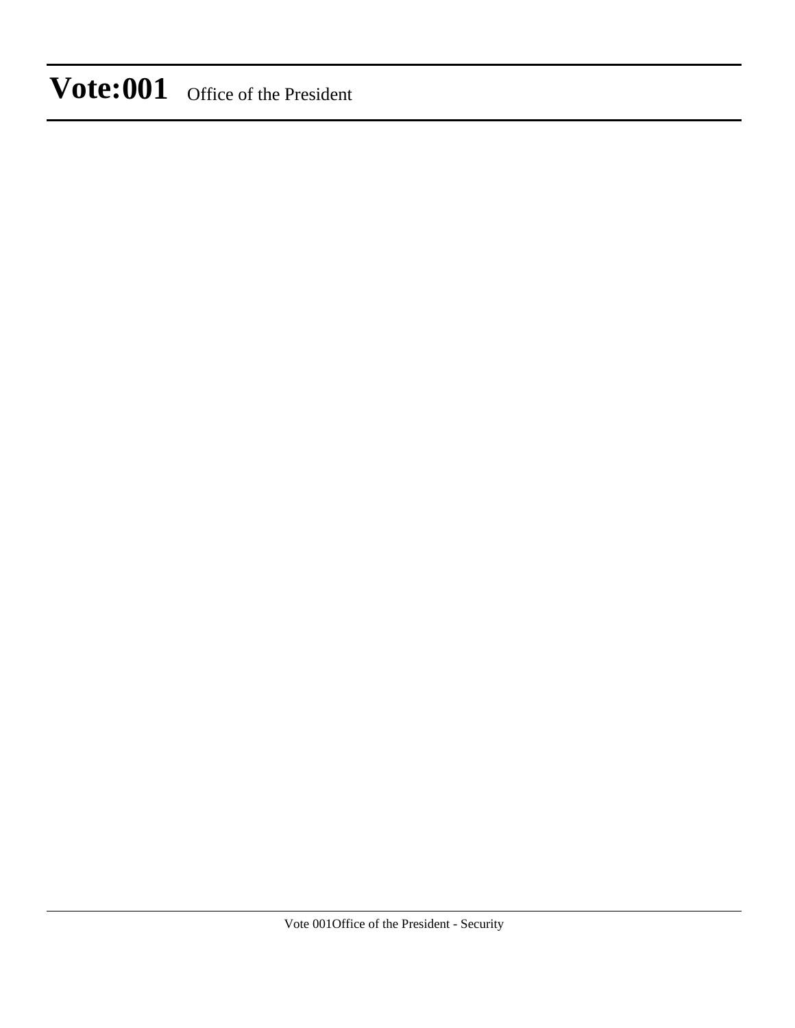# Vote:001 Office of the President